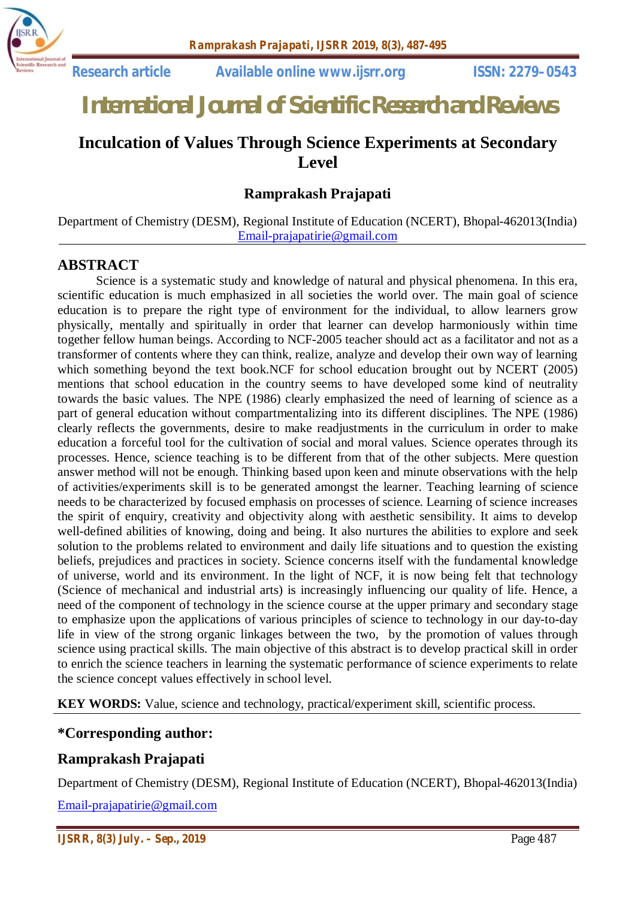Research article Available online www.ijsrr.org ISSN: 2279–0543

# International Journal of Scientific Research and Reviews

## Inculcation of Values Through Science Experiments at Secondary Level

### Ramprakash Prajapati

Department of Chemistry (DESM), Regional Institute of Education (NCERT), Bhopal-462013(India)
Email-prajapatirie@gmail.com

## ABSTRACT

Science is a systematic study and knowledge of natural and physical phenomena. In this era, scientific education is much emphasized in all societies the world over. The main goal of science education is to prepare the right type of environment for the individual, to allow learners grow physically, mentally and spiritually in order that learner can develop harmoniously within time together fellow human beings. According to NCF-2005 teacher should act as a facilitator and not as a transformer of contents where they can think, realize, analyze and develop their own way of learning which something beyond the text book.NCF for school education brought out by NCERT (2005) mentions that school education in the country seems to have developed some kind of neutrality towards the basic values. The NPE (1986) clearly emphasized the need of learning of science as a part of general education without compartmentalizing into its different disciplines. The NPE (1986) clearly reflects the governments, desire to make readjustments in the curriculum in order to make education a forceful tool for the cultivation of social and moral values. Science operates through its processes. Hence, science teaching is to be different from that of the other subjects. Mere question answer method will not be enough. Thinking based upon keen and minute observations with the help of activities/experiments skill is to be generated amongst the learner. Teaching learning of science needs to be characterized by focused emphasis on processes of science. Learning of science increases the spirit of enquiry, creativity and objectivity along with aesthetic sensibility. It aims to develop well-defined abilities of knowing, doing and being. It also nurtures the abilities to explore and seek solution to the problems related to environment and daily life situations and to question the existing beliefs, prejudices and practices in society. Science concerns itself with the fundamental knowledge of universe, world and its environment. In the light of NCF, it is now being felt that technology (Science of mechanical and industrial arts) is increasingly influencing our quality of life. Hence, a need of the component of technology in the science course at the upper primary and secondary stage to emphasize upon the applications of various principles of science to technology in our day-to-day life in view of the strong organic linkages between the two, by the promotion of values through science using practical skills. The main objective of this abstract is to develop practical skill in order to enrich the science teachers in learning the systematic performance of science experiments to relate the science concept values effectively in school level.

**KEY WORDS:** Value, science and technology, practical/experiment skill, scientific process.

### *Corresponding author:

### Ramprakash Prajapati

Department of Chemistry (DESM), Regional Institute of Education (NCERT), Bhopal-462013(India)

Email-prajapatirie@gmail.com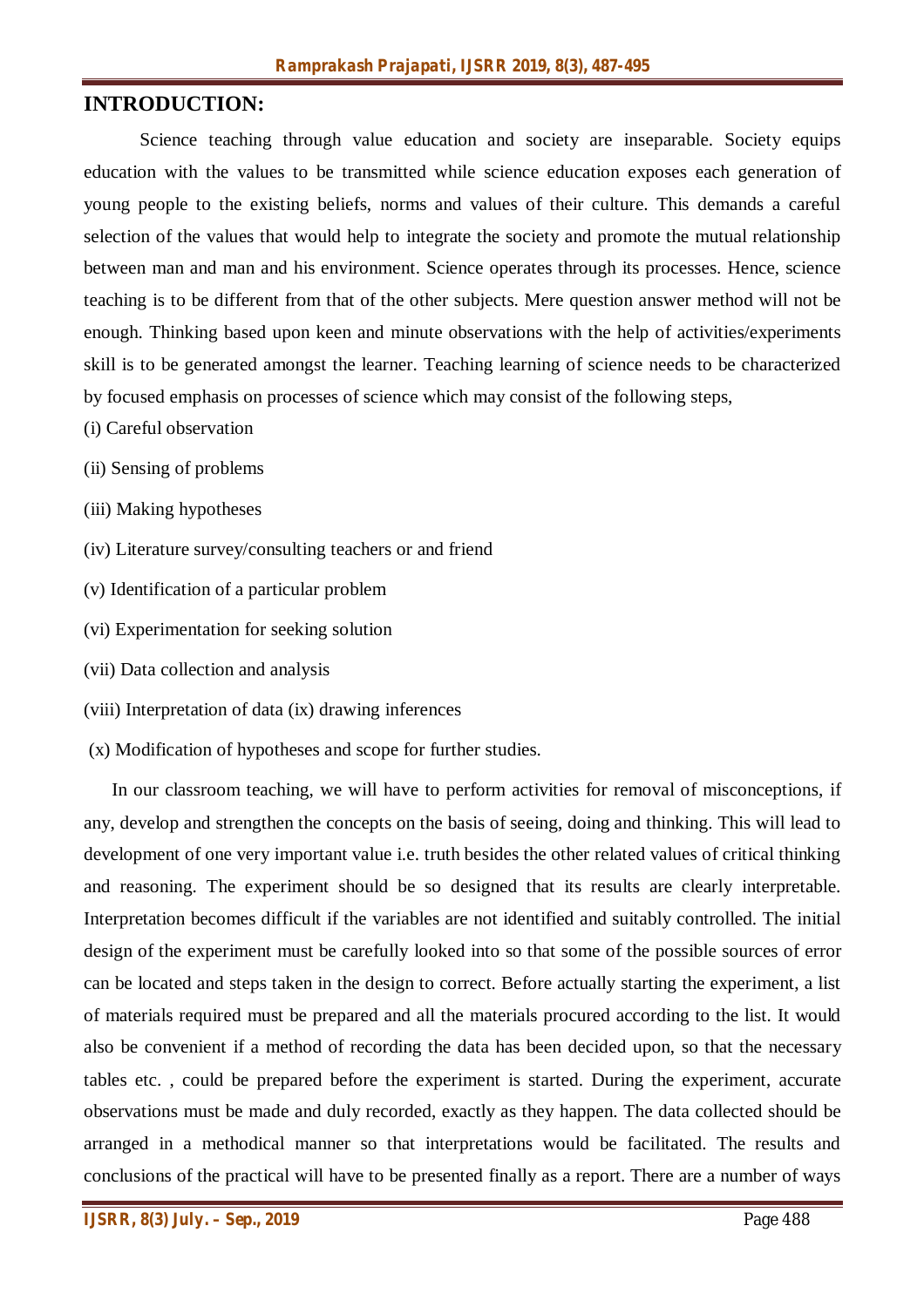## INTRODUCTION:

Science teaching through value education and society are inseparable. Society equips education with the values to be transmitted while science education exposes each generation of young people to the existing beliefs, norms and values of their culture. This demands a careful selection of the values that would help to integrate the society and promote the mutual relationship between man and man and his environment. Science operates through its processes. Hence, science teaching is to be different from that of the other subjects. Mere question answer method will not be enough. Thinking based upon keen and minute observations with the help of activities/experiments skill is to be generated amongst the learner. Teaching learning of science needs to be characterized by focused emphasis on processes of science which may consist of the following steps,

(i) Careful observation

(ii) Sensing of problems

(iii) Making hypotheses

(iv) Literature survey/consulting teachers or and friend

(v) Identification of a particular problem

(vi) Experimentation for seeking solution

(vii) Data collection and analysis

(viii) Interpretation of data (ix) drawing inferences

(x) Modification of hypotheses and scope for further studies.

In our classroom teaching, we will have to perform activities for removal of misconceptions, if any, develop and strengthen the concepts on the basis of seeing, doing and thinking. This will lead to development of one very important value i.e. truth besides the other related values of critical thinking and reasoning. The experiment should be so designed that its results are clearly interpretable. Interpretation becomes difficult if the variables are not identified and suitably controlled. The initial design of the experiment must be carefully looked into so that some of the possible sources of error can be located and steps taken in the design to correct. Before actually starting the experiment, a list of materials required must be prepared and all the materials procured according to the list. It would also be convenient if a method of recording the data has been decided upon, so that the necessary tables etc. , could be prepared before the experiment is started. During the experiment, accurate observations must be made and duly recorded, exactly as they happen. The data collected should be arranged in a methodical manner so that interpretations would be facilitated. The results and conclusions of the practical will have to be presented finally as a report. There are a number of ways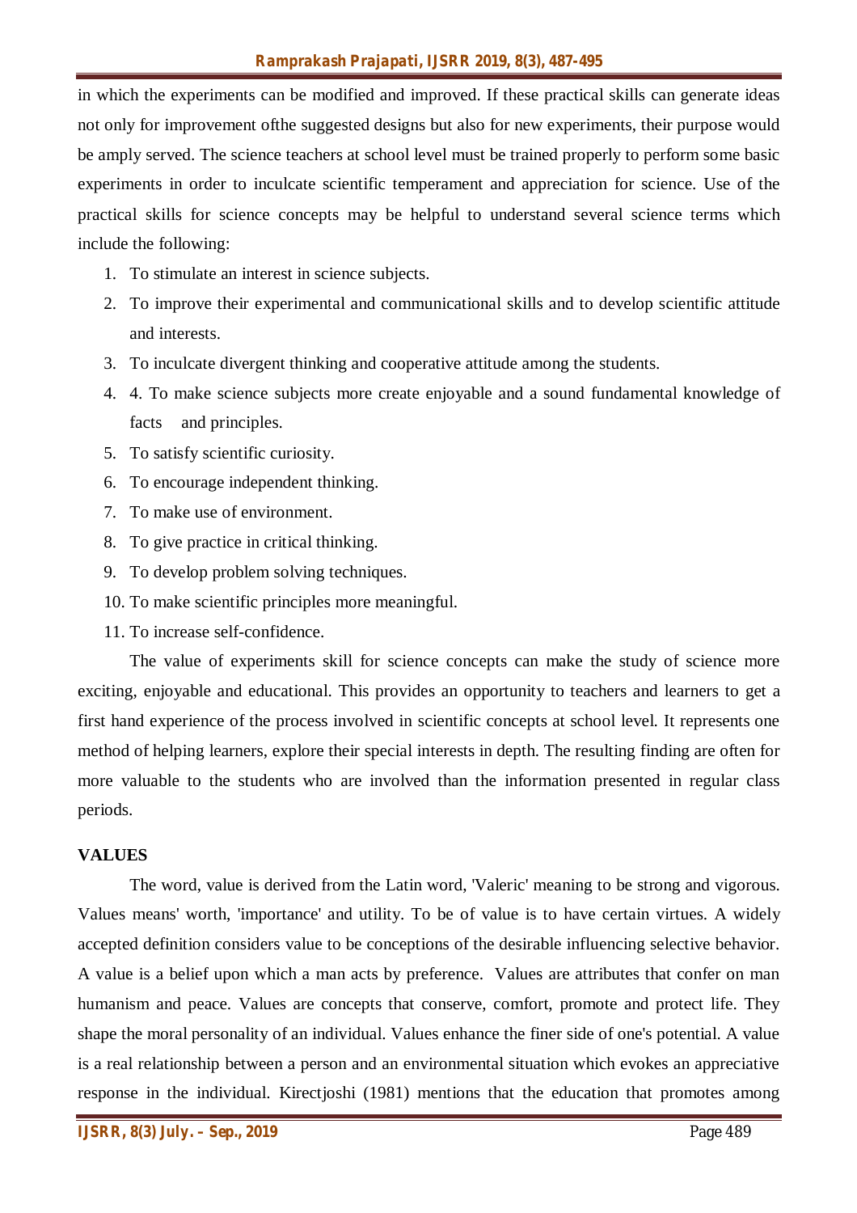in which the experiments can be modified and improved. If these practical skills can generate ideas not only for improvement ofthe suggested designs but also for new experiments, their purpose would be amply served. The science teachers at school level must be trained properly to perform some basic experiments in order to inculcate scientific temperament and appreciation for science. Use of the practical skills for science concepts may be helpful to understand several science terms which include the following:

1. To stimulate an interest in science subjects.
2. To improve their experimental and communicational skills and to develop scientific attitude and interests.
3. To inculcate divergent thinking and cooperative attitude among the students.
4. 4. To make science subjects more create enjoyable and a sound fundamental knowledge of facts and principles.
5. To satisfy scientific curiosity.
6. To encourage independent thinking.
7. To make use of environment.
8. To give practice in critical thinking.
9. To develop problem solving techniques.
10. To make scientific principles more meaningful.
11. To increase self-confidence.

The value of experiments skill for science concepts can make the study of science more exciting, enjoyable and educational. This provides an opportunity to teachers and learners to get a first hand experience of the process involved in scientific concepts at school level. It represents one method of helping learners, explore their special interests in depth. The resulting finding are often for more valuable to the students who are involved than the information presented in regular class periods.

**VALUES**

The word, value is derived from the Latin word, 'Valeric' meaning to be strong and vigorous. Values means' worth, 'importance' and utility. To be of value is to have certain virtues. A widely accepted definition considers value to be conceptions of the desirable influencing selective behavior. A value is a belief upon which a man acts by preference. Values are attributes that confer on man humanism and peace. Values are concepts that conserve, comfort, promote and protect life. They shape the moral personality of an individual. Values enhance the finer side of one's potential. A value is a real relationship between a person and an environmental situation which evokes an appreciative response in the individual. Kirectjoshi (1981) mentions that the education that promotes among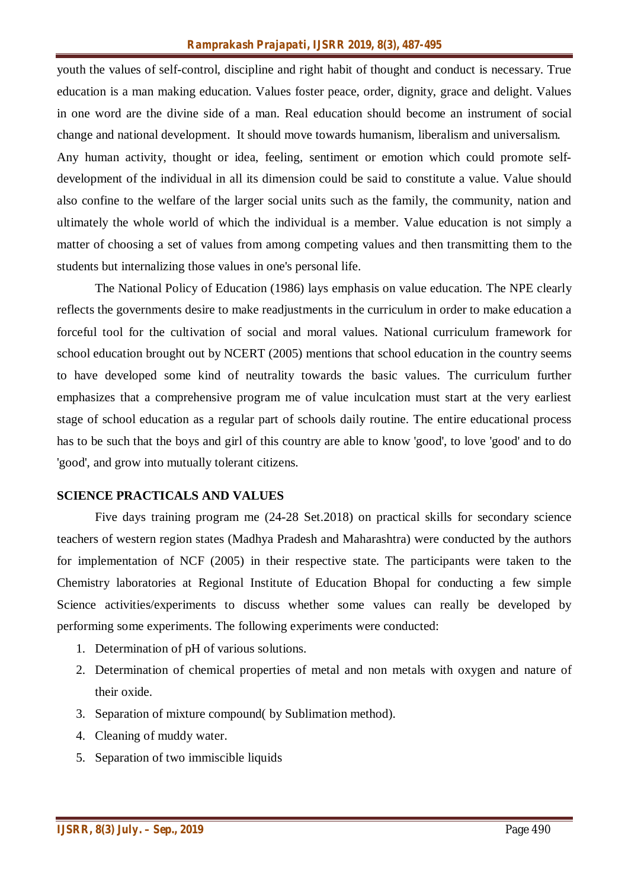youth the values of self-control, discipline and right habit of thought and conduct is necessary. True education is a man making education. Values foster peace, order, dignity, grace and delight. Values in one word are the divine side of a man. Real education should become an instrument of social change and national development. It should move towards humanism, liberalism and universalism.

Any human activity, thought or idea, feeling, sentiment or emotion which could promote self-development of the individual in all its dimension could be said to constitute a value. Value should also confine to the welfare of the larger social units such as the family, the community, nation and ultimately the whole world of which the individual is a member. Value education is not simply a matter of choosing a set of values from among competing values and then transmitting them to the students but internalizing those values in one's personal life.

The National Policy of Education (1986) lays emphasis on value education. The NPE clearly reflects the governments desire to make readjustments in the curriculum in order to make education a forceful tool for the cultivation of social and moral values. National curriculum framework for school education brought out by NCERT (2005) mentions that school education in the country seems to have developed some kind of neutrality towards the basic values. The curriculum further emphasizes that a comprehensive program me of value inculcation must start at the very earliest stage of school education as a regular part of schools daily routine. The entire educational process has to be such that the boys and girl of this country are able to know 'good', to love 'good' and to do 'good', and grow into mutually tolerant citizens.

## SCIENCE PRACTICALS AND VALUES

Five days training program me (24-28 Set.2018) on practical skills for secondary science teachers of western region states (Madhya Pradesh and Maharashtra) were conducted by the authors for implementation of NCF (2005) in their respective state. The participants were taken to the Chemistry laboratories at Regional Institute of Education Bhopal for conducting a few simple Science activities/experiments to discuss whether some values can really be developed by performing some experiments. The following experiments were conducted:

1. Determination of pH of various solutions.
2. Determination of chemical properties of metal and non metals with oxygen and nature of their oxide.
3. Separation of mixture compound( by Sublimation method).
4. Cleaning of muddy water.
5. Separation of two immiscible liquids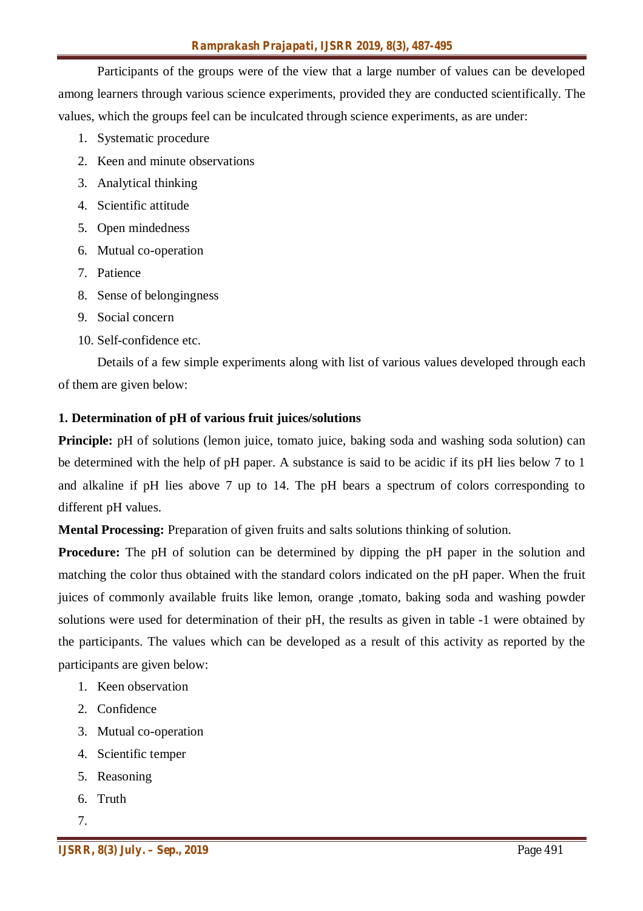Participants of the groups were of the view that a large number of values can be developed among learners through various science experiments, provided they are conducted scientifically. The values, which the groups feel can be inculcated through science experiments, as are under:

1. Systematic procedure
2. Keen and minute observations
3. Analytical thinking
4. Scientific attitude
5. Open mindedness
6. Mutual co-operation
7. Patience
8. Sense of belongingness
9. Social concern
10. Self-confidence etc.

Details of a few simple experiments along with list of various values developed through each of them are given below:

**1. Determination of pH of various fruit juices/solutions**

**Principle:** pH of solutions (lemon juice, tomato juice, baking soda and washing soda solution) can be determined with the help of pH paper. A substance is said to be acidic if its pH lies below 7 to 1 and alkaline if pH lies above 7 up to 14. The pH bears a spectrum of colors corresponding to different pH values.

**Mental Processing:** Preparation of given fruits and salts solutions thinking of solution.

**Procedure:** The pH of solution can be determined by dipping the pH paper in the solution and matching the color thus obtained with the standard colors indicated on the pH paper. When the fruit juices of commonly available fruits like lemon, orange ,tomato, baking soda and washing powder solutions were used for determination of their pH, the results as given in table -1 were obtained by the participants. The values which can be developed as a result of this activity as reported by the participants are given below:

1. Keen observation
2. Confidence
3. Mutual co-operation
4. Scientific temper
5. Reasoning
6. Truth
7.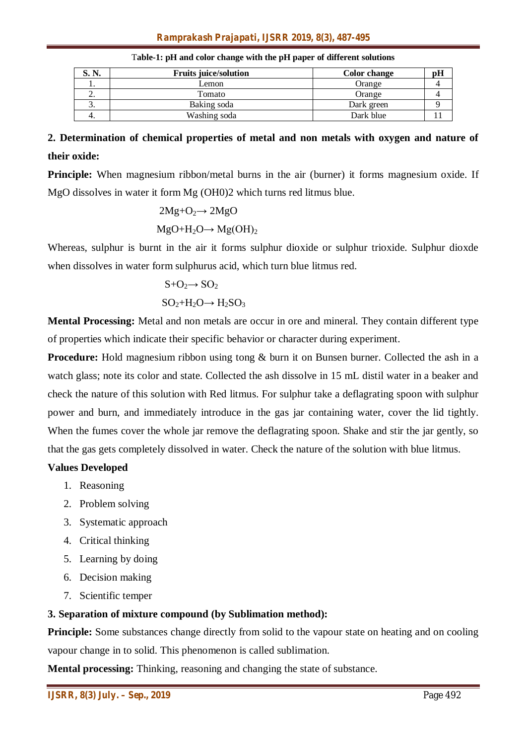**Table-1: pH and color change with the pH paper of different solutions**

| S. N. | Fruits juice/solution | Color change | pH |
|---|---|---|---|
| 1. | Lemon | Orange | 4 |
| 2. | Tomato | Orange | 4 |
| 3. | Baking soda | Dark green | 9 |
| 4. | Washing soda | Dark blue | 11 |

**2. Determination of chemical properties of metal and non metals with oxygen and nature of their oxide:**

**Principle:** When magnesium ribbon/metal burns in the air (burner) it forms magnesium oxide. If MgO dissolves in water it form Mg (OH0)2 which turns red litmus blue.

$$2Mg + O_2 \rightarrow 2MgO$$

$$MgO + H_2O \rightarrow Mg(OH)_2$$

Whereas, sulphur is burnt in the air it forms sulphur dioxide or sulphur trioxide. Sulphur dioxde when dissolves in water form sulphurus acid, which turn blue litmus red.

$$S + O_2 \rightarrow SO_2$$

$$SO_2 + H_2O \rightarrow H_2SO_3$$

**Mental Processing:** Metal and non metals are occur in ore and mineral. They contain different type of properties which indicate their specific behavior or character during experiment.

**Procedure:** Hold magnesium ribbon using tong & burn it on Bunsen burner. Collected the ash in a watch glass; note its color and state. Collected the ash dissolve in 15 mL distil water in a beaker and check the nature of this solution with Red litmus. For sulphur take a deflagrating spoon with sulphur power and burn, and immediately introduce in the gas jar containing water, cover the lid tightly. When the fumes cover the whole jar remove the deflagrating spoon. Shake and stir the jar gently, so that the gas gets completely dissolved in water. Check the nature of the solution with blue litmus.

**Values Developed**

1. Reasoning
2. Problem solving
3. Systematic approach
4. Critical thinking
5. Learning by doing
6. Decision making
7. Scientific temper

**3. Separation of mixture compound (by Sublimation method):**

**Principle:** Some substances change directly from solid to the vapour state on heating and on cooling vapour change in to solid. This phenomenon is called sublimation.

**Mental processing:** Thinking, reasoning and changing the state of substance.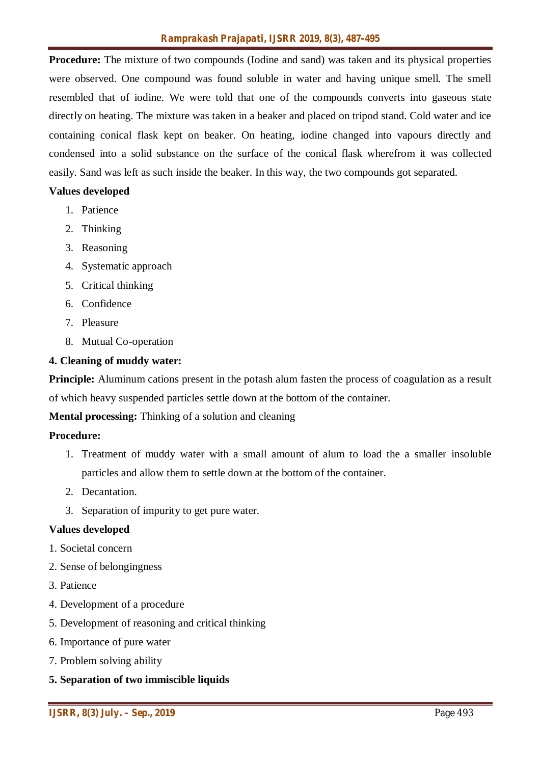**Procedure:** The mixture of two compounds (Iodine and sand) was taken and its physical properties were observed. One compound was found soluble in water and having unique smell. The smell resembled that of iodine. We were told that one of the compounds converts into gaseous state directly on heating. The mixture was taken in a beaker and placed on tripod stand. Cold water and ice containing conical flask kept on beaker. On heating, iodine changed into vapours directly and condensed into a solid substance on the surface of the conical flask wherefrom it was collected easily. Sand was left as such inside the beaker. In this way, the two compounds got separated.

**Values developed**

1. Patience
2. Thinking
3. Reasoning
4. Systematic approach
5. Critical thinking
6. Confidence
7. Pleasure
8. Mutual Co-operation

**4. Cleaning of muddy water:**

**Principle:** Aluminum cations present in the potash alum fasten the process of coagulation as a result of which heavy suspended particles settle down at the bottom of the container.

**Mental processing:** Thinking of a solution and cleaning

**Procedure:**

1. Treatment of muddy water with a small amount of alum to load the a smaller insoluble particles and allow them to settle down at the bottom of the container.
2. Decantation.
3. Separation of impurity to get pure water.

**Values developed**

1. Societal concern
2. Sense of belongingness
3. Patience
4. Development of a procedure
5. Development of reasoning and critical thinking
6. Importance of pure water
7. Problem solving ability

**5. Separation of two immiscible liquids**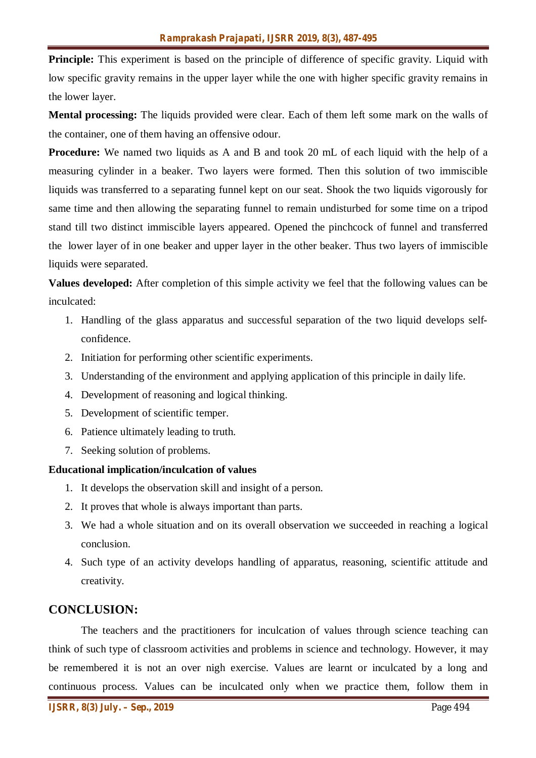**Principle:** This experiment is based on the principle of difference of specific gravity. Liquid with low specific gravity remains in the upper layer while the one with higher specific gravity remains in the lower layer.

**Mental processing:** The liquids provided were clear. Each of them left some mark on the walls of the container, one of them having an offensive odour.

**Procedure:** We named two liquids as A and B and took 20 mL of each liquid with the help of a measuring cylinder in a beaker. Two layers were formed. Then this solution of two immiscible liquids was transferred to a separating funnel kept on our seat. Shook the two liquids vigorously for same time and then allowing the separating funnel to remain undisturbed for some time on a tripod stand till two distinct immiscible layers appeared. Opened the pinchcock of funnel and transferred the lower layer of in one beaker and upper layer in the other beaker. Thus two layers of immiscible liquids were separated.

**Values developed:** After completion of this simple activity we feel that the following values can be inculcated:

1. Handling of the glass apparatus and successful separation of the two liquid develops self-confidence.
2. Initiation for performing other scientific experiments.
3. Understanding of the environment and applying application of this principle in daily life.
4. Development of reasoning and logical thinking.
5. Development of scientific temper.
6. Patience ultimately leading to truth.
7. Seeking solution of problems.

**Educational implication/inculcation of values**

1. It develops the observation skill and insight of a person.
2. It proves that whole is always important than parts.
3. We had a whole situation and on its overall observation we succeeded in reaching a logical conclusion.
4. Such type of an activity develops handling of apparatus, reasoning, scientific attitude and creativity.

## CONCLUSION:

The teachers and the practitioners for inculcation of values through science teaching can think of such type of classroom activities and problems in science and technology. However, it may be remembered it is not an over nigh exercise. Values are learnt or inculcated by a long and continuous process. Values can be inculcated only when we practice them, follow them in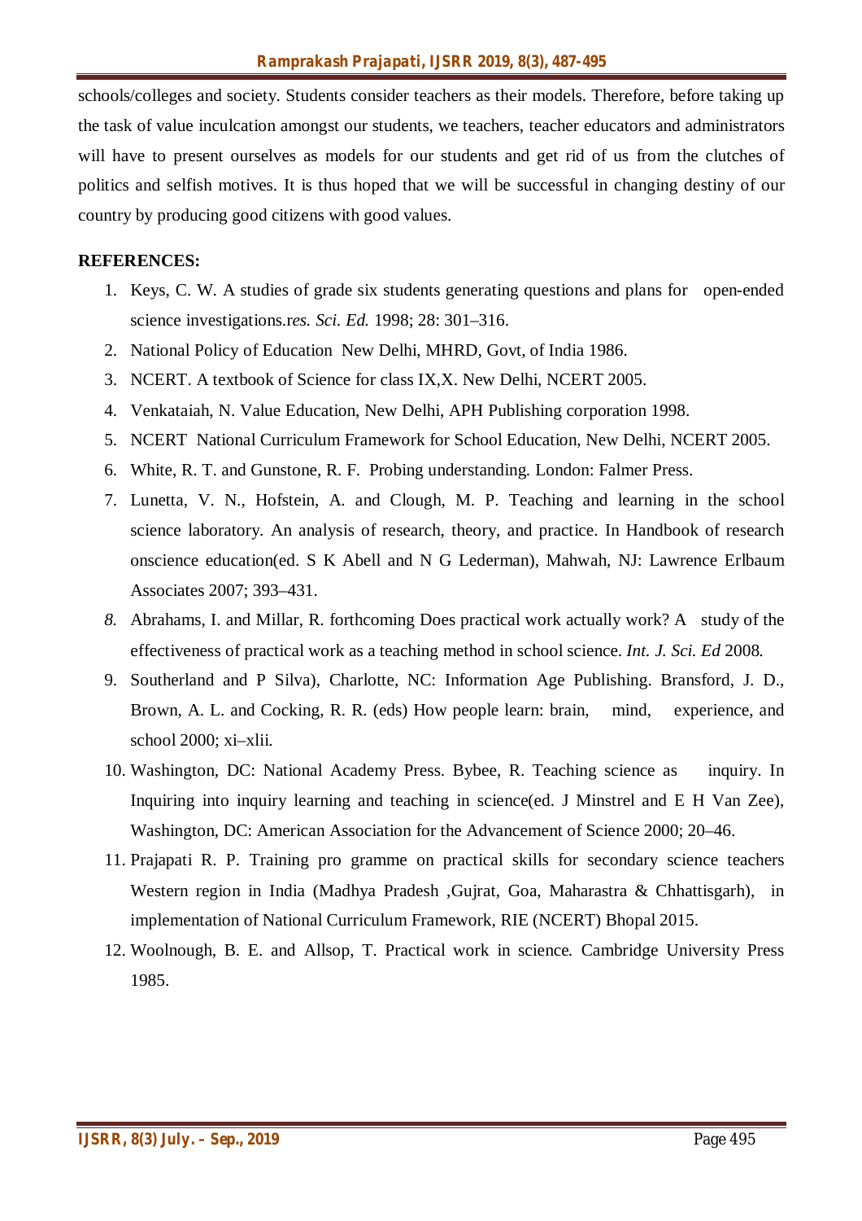schools/colleges and society. Students consider teachers as their models. Therefore, before taking up the task of value inculcation amongst our students, we teachers, teacher educators and administrators will have to present ourselves as models for our students and get rid of us from the clutches of politics and selfish motives. It is thus hoped that we will be successful in changing destiny of our country by producing good citizens with good values.

**REFERENCES:**

1. Keys, C. W. A studies of grade six students generating questions and plans for open-ended science investigations.r*es. Sci. Ed.* 1998; 28: 301–316.
2. National Policy of Education New Delhi, MHRD, Govt, of India 1986.
3. NCERT. A textbook of Science for class IX,X. New Delhi, NCERT 2005.
4. Venkataiah, N. Value Education, New Delhi, APH Publishing corporation 1998.
5. NCERT National Curriculum Framework for School Education, New Delhi, NCERT 2005.
6. White, R. T. and Gunstone, R. F. Probing understanding. London: Falmer Press.
7. Lunetta, V. N., Hofstein, A. and Clough, M. P. Teaching and learning in the school science laboratory. An analysis of research, theory, and practice. In Handbook of research onscience education(ed. S K Abell and N G Lederman), Mahwah, NJ: Lawrence Erlbaum Associates 2007; 393–431.
8. Abrahams, I. and Millar, R. forthcoming Does practical work actually work? A study of the effectiveness of practical work as a teaching method in school science. *Int. J. Sci. Ed* 2008.
9. Southerland and P Silva), Charlotte, NC: Information Age Publishing. Bransford, J. D., Brown, A. L. and Cocking, R. R. (eds) How people learn: brain, mind, experience, and school 2000; xi–xlii.
10. Washington, DC: National Academy Press. Bybee, R. Teaching science as inquiry. In Inquiring into inquiry learning and teaching in science(ed. J Minstrel and E H Van Zee), Washington, DC: American Association for the Advancement of Science 2000; 20–46.
11. Prajapati R. P. Training pro gramme on practical skills for secondary science teachers Western region in India (Madhya Pradesh ,Gujrat, Goa, Maharastra & Chhattisgarh), in implementation of National Curriculum Framework, RIE (NCERT) Bhopal 2015.
12. Woolnough, B. E. and Allsop, T. Practical work in science. Cambridge University Press 1985.